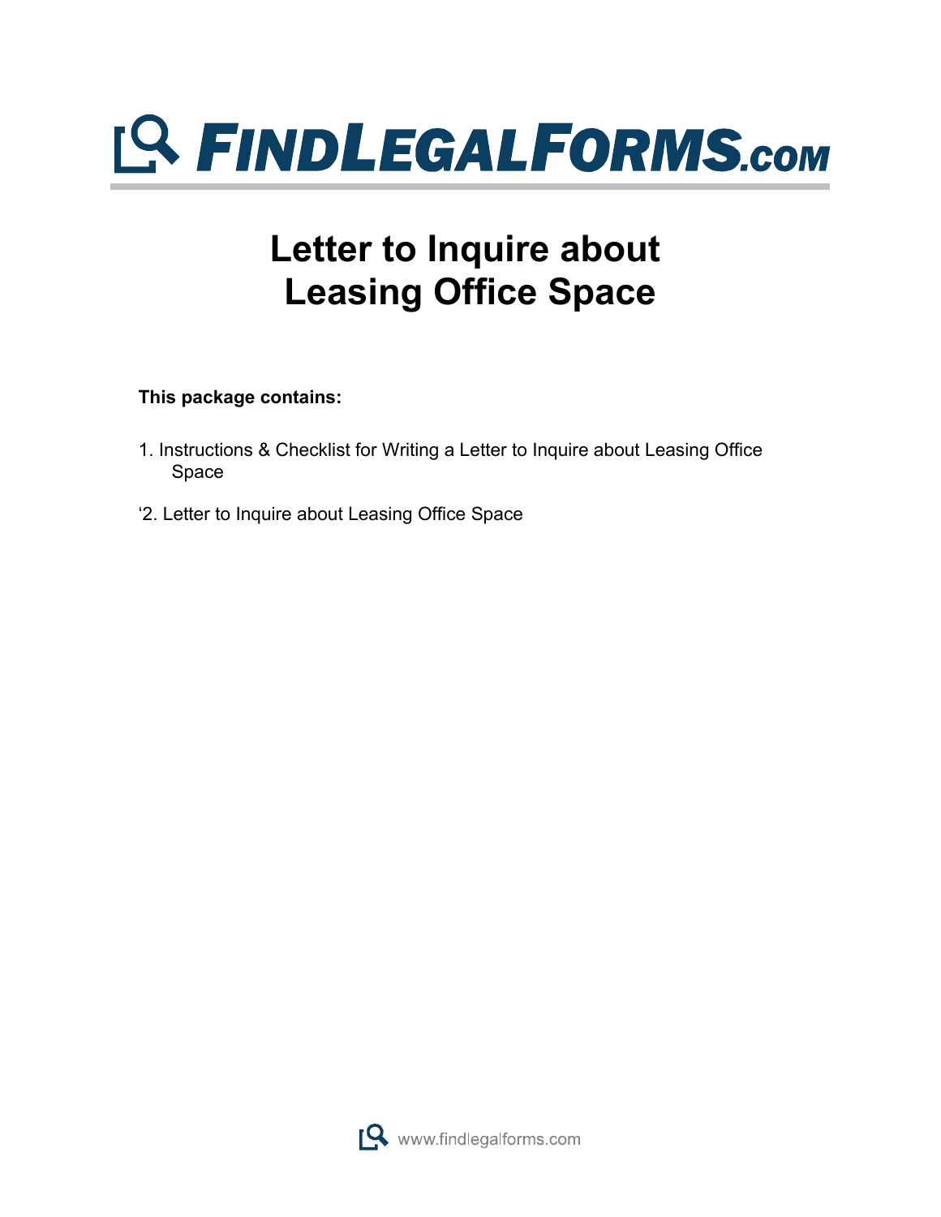# FINDLEGALFORMS.com

# Letter to Inquire about Leasing Office Space

**This package contains:**

1. Instructions & Checklist for Writing a Letter to Inquire about Leasing Office Space

‘2. Letter to Inquire about Leasing Office Space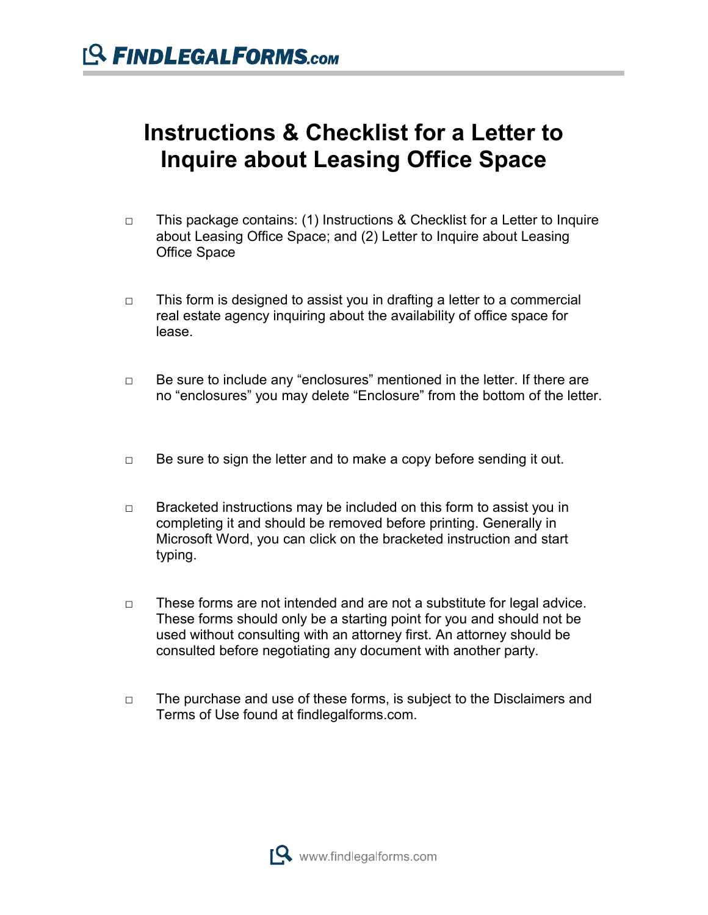# Instructions & Checklist for a Letter to Inquire about Leasing Office Space

- □ This package contains: (1) Instructions & Checklist for a Letter to Inquire about Leasing Office Space; and (2) Letter to Inquire about Leasing Office Space

- □ This form is designed to assist you in drafting a letter to a commercial real estate agency inquiring about the availability of office space for lease.

- □ Be sure to include any "enclosures" mentioned in the letter. If there are no "enclosures" you may delete "Enclosure" from the bottom of the letter.

- □ Be sure to sign the letter and to make a copy before sending it out.

- □ Bracketed instructions may be included on this form to assist you in completing it and should be removed before printing. Generally in Microsoft Word, you can click on the bracketed instruction and start typing.

- □ These forms are not intended and are not a substitute for legal advice. These forms should only be a starting point for you and should not be used without consulting with an attorney first. An attorney should be consulted before negotiating any document with another party.

- □ The purchase and use of these forms, is subject to the Disclaimers and Terms of Use found at findlegalforms.com.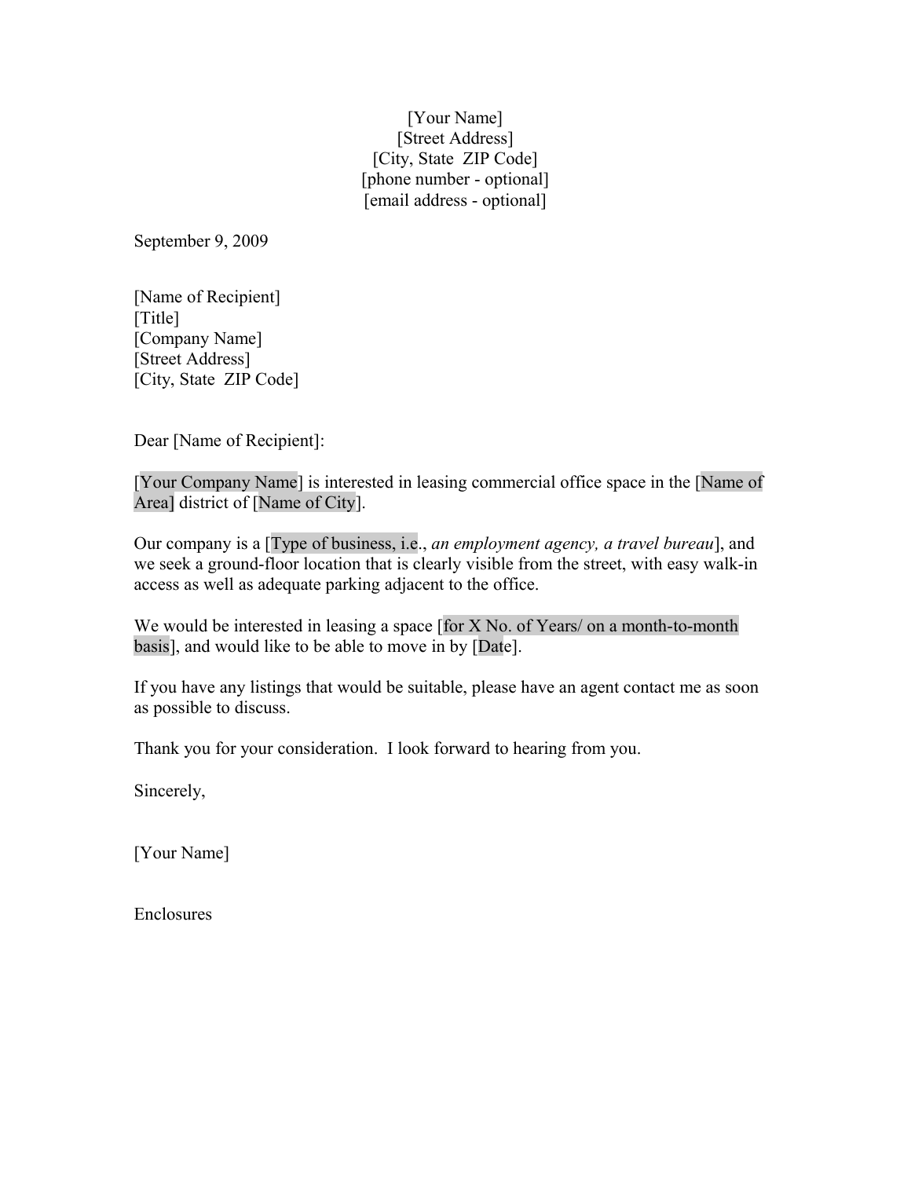[Your Name]
[Street Address]
[City, State ZIP Code]
[phone number - optional]
[email address - optional]

September 9, 2009

[Name of Recipient]
[Title]
[Company Name]
[Street Address]
[City, State ZIP Code]

Dear [Name of Recipient]:

[Your Company Name] is interested in leasing commercial office space in the [Name of Area] district of [Name of City].

Our company is a [Type of business, i.e., *an employment agency, a travel bureau*], and we seek a ground-floor location that is clearly visible from the street, with easy walk-in access as well as adequate parking adjacent to the office.

We would be interested in leasing a space [for X No. of Years/ on a month-to-month basis], and would like to be able to move in by [Date].

If you have any listings that would be suitable, please have an agent contact me as soon as possible to discuss.

Thank you for your consideration. I look forward to hearing from you.

Sincerely,

[Your Name]

Enclosures